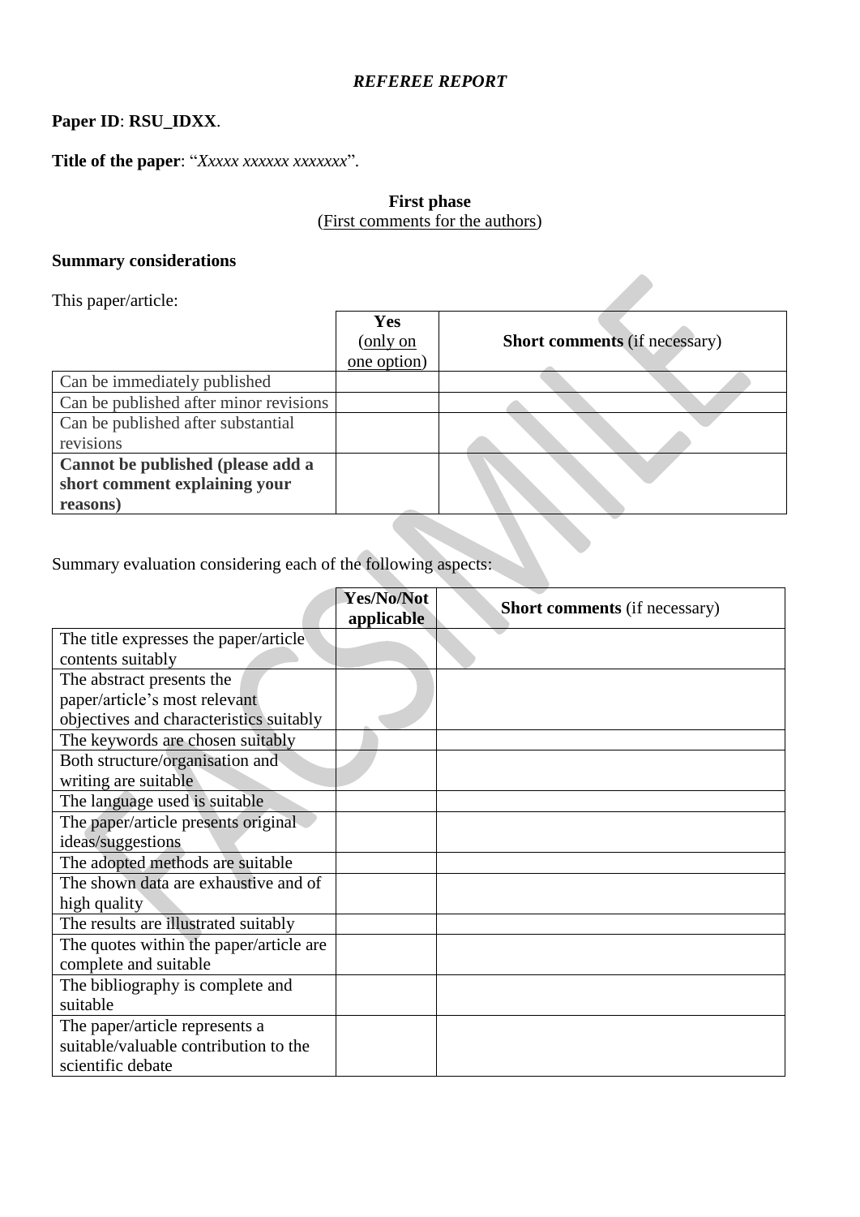*REFEREE REPORT*

**Paper ID**: **RSU_IDXX**.

**Title of the paper**: "*Xxxxx xxxxxx xxxxxxx*".

**First phase**
(First comments for the authors)

**Summary considerations**

This paper/article:

| | **Yes** (only on one option) | **Short comments** (if necessary) |
|---|---|---|
| Can be immediately published | | |
| Can be published after minor revisions | | |
| Can be published after substantial revisions | | |
| **Cannot be published (please add a short comment explaining your reasons)** | | |

Summary evaluation considering each of the following aspects:

| | **Yes/No/Not applicable** | **Short comments** (if necessary) |
|---|---|---|
| The title expresses the paper/article contents suitably | | |
| The abstract presents the paper/article's most relevant objectives and characteristics suitably | | |
| The keywords are chosen suitably | | |
| Both structure/organisation and writing are suitable | | |
| The language used is suitable | | |
| The paper/article presents original ideas/suggestions | | |
| The adopted methods are suitable | | |
| The shown data are exhaustive and of high quality | | |
| The results are illustrated suitably | | |
| The quotes within the paper/article are complete and suitable | | |
| The bibliography is complete and suitable | | |
| The paper/article represents a suitable/valuable contribution to the scientific debate | | |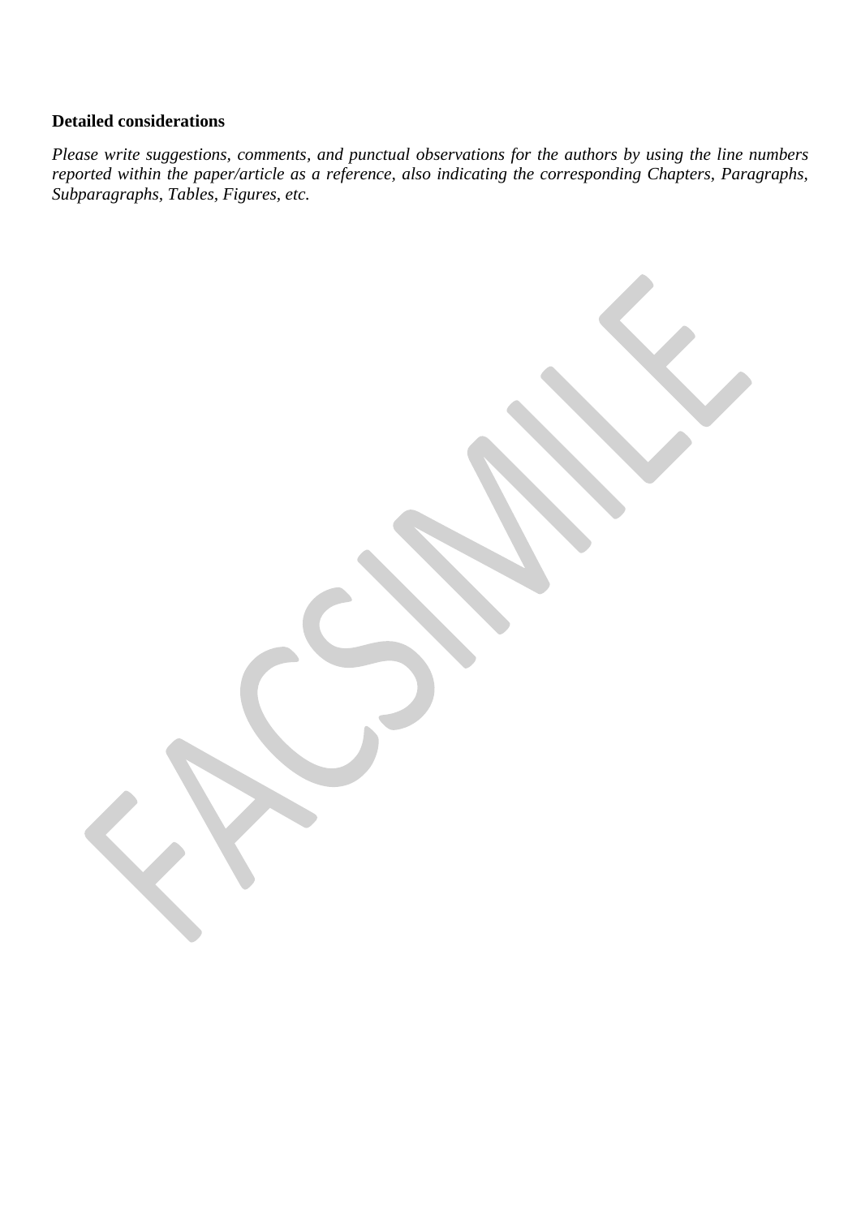**Detailed considerations**

*Please write suggestions, comments, and punctual observations for the authors by using the line numbers reported within the paper/article as a reference, also indicating the corresponding Chapters, Paragraphs, Subparagraphs, Tables, Figures, etc.*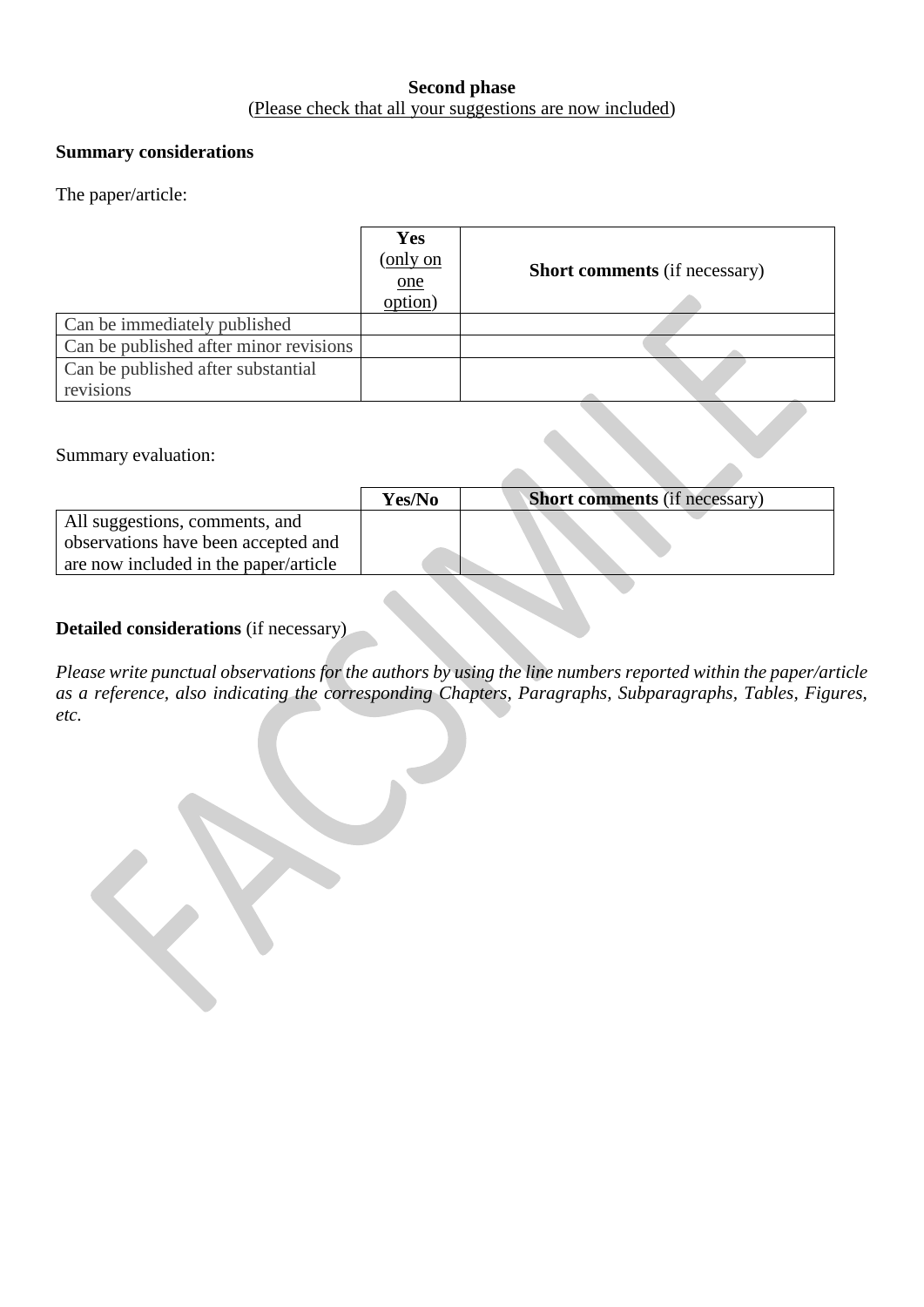**Second phase**
(Please check that all your suggestions are now included)

**Summary considerations**

The paper/article:

| | **Yes** (only on one option) | **Short comments** (if necessary) |
|---|---|---|
| Can be immediately published | | |
| Can be published after minor revisions | | |
| Can be published after substantial revisions | | |

Summary evaluation:

| | **Yes/No** | **Short comments** (if necessary) |
|---|---|---|
| All suggestions, comments, and observations have been accepted and are now included in the paper/article | | |

**Detailed considerations** (if necessary)

*Please write punctual observations for the authors by using the line numbers reported within the paper/article as a reference, also indicating the corresponding Chapters, Paragraphs, Subparagraphs, Tables, Figures, etc.*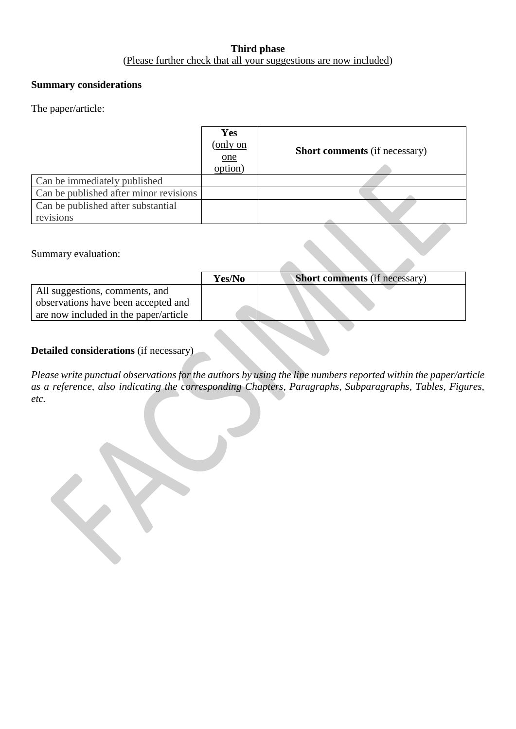**Third phase**
(Please further check that all your suggestions are now included)

**Summary considerations**

The paper/article:

| | **Yes** (only on one option) | **Short comments** (if necessary) |
|---|---|---|
| Can be immediately published | | |
| Can be published after minor revisions | | |
| Can be published after substantial revisions | | |

Summary evaluation:

| | **Yes/No** | **Short comments** (if necessary) |
|---|---|---|
| All suggestions, comments, and observations have been accepted and are now included in the paper/article | | |

**Detailed considerations** (if necessary)

*Please write punctual observations for the authors by using the line numbers reported within the paper/article as a reference, also indicating the corresponding Chapters, Paragraphs, Subparagraphs, Tables, Figures, etc.*